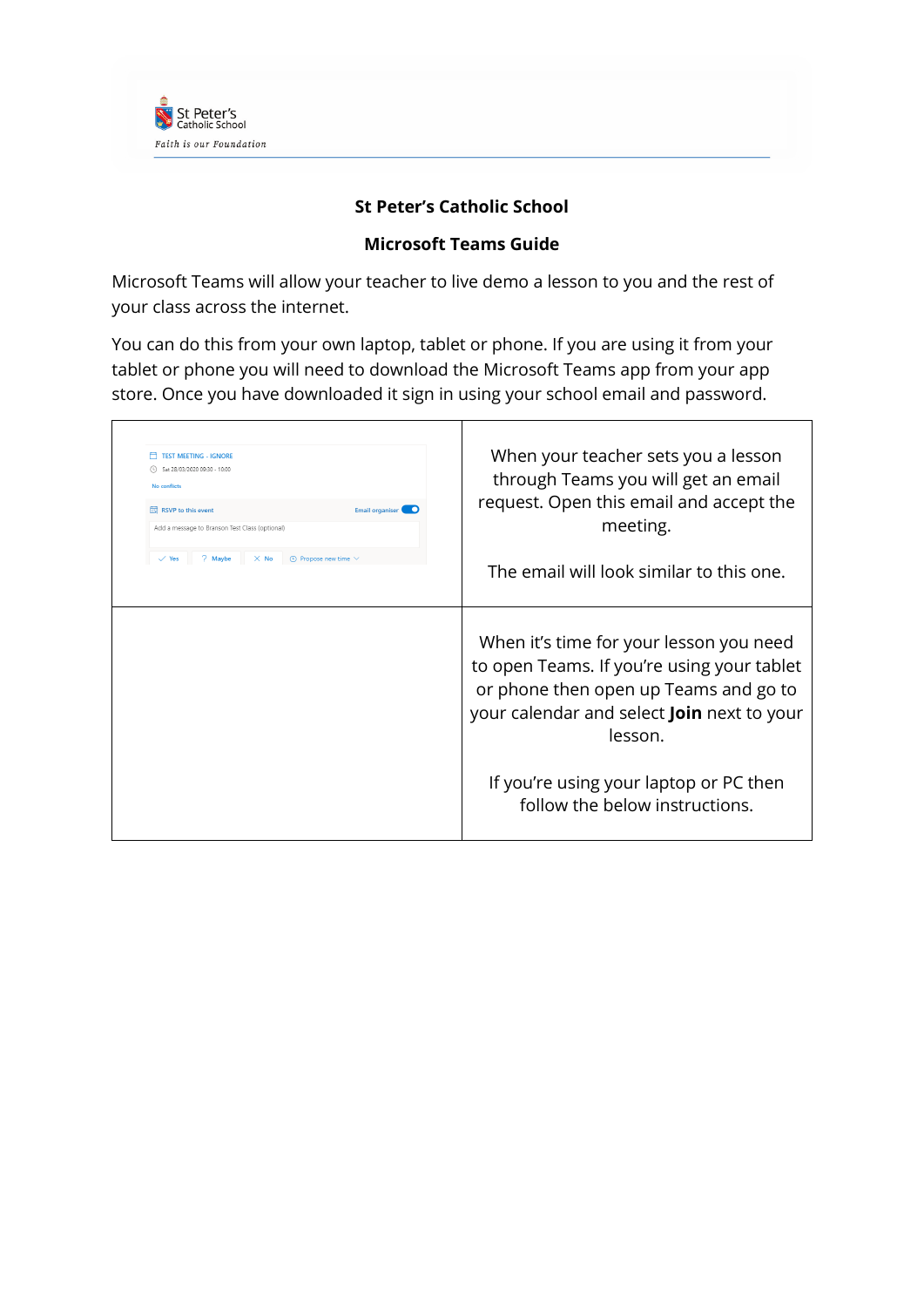# St Peter's Catholic School

## Microsoft Teams Guide

Microsoft Teams will allow your teacher to live demo a lesson to you and the rest of your class across the internet.

You can do this from your own laptop, tablet or phone. If you are using it from your tablet or phone you will need to download the Microsoft Teams app from your app store. Once you have downloaded it sign in using your school email and password.

| | |
|---|---|
| TEST MEETING - IGNORE<br>Sat 28/03/2020 09:30 - 10:00<br>No conflicts<br>RSVP to this event — Email organiser<br>Add a message to Branson Test Class (optional)<br>Yes — Maybe — No — Propose new time | When your teacher sets you a lesson through Teams you will get an email request. Open this email and accept the meeting.<br><br>The email will look similar to this one. |
| | When it's time for your lesson you need to open Teams. If you're using your tablet or phone then open up Teams and go to your calendar and select **Join** next to your lesson.<br><br>If you're using your laptop or PC then follow the below instructions. |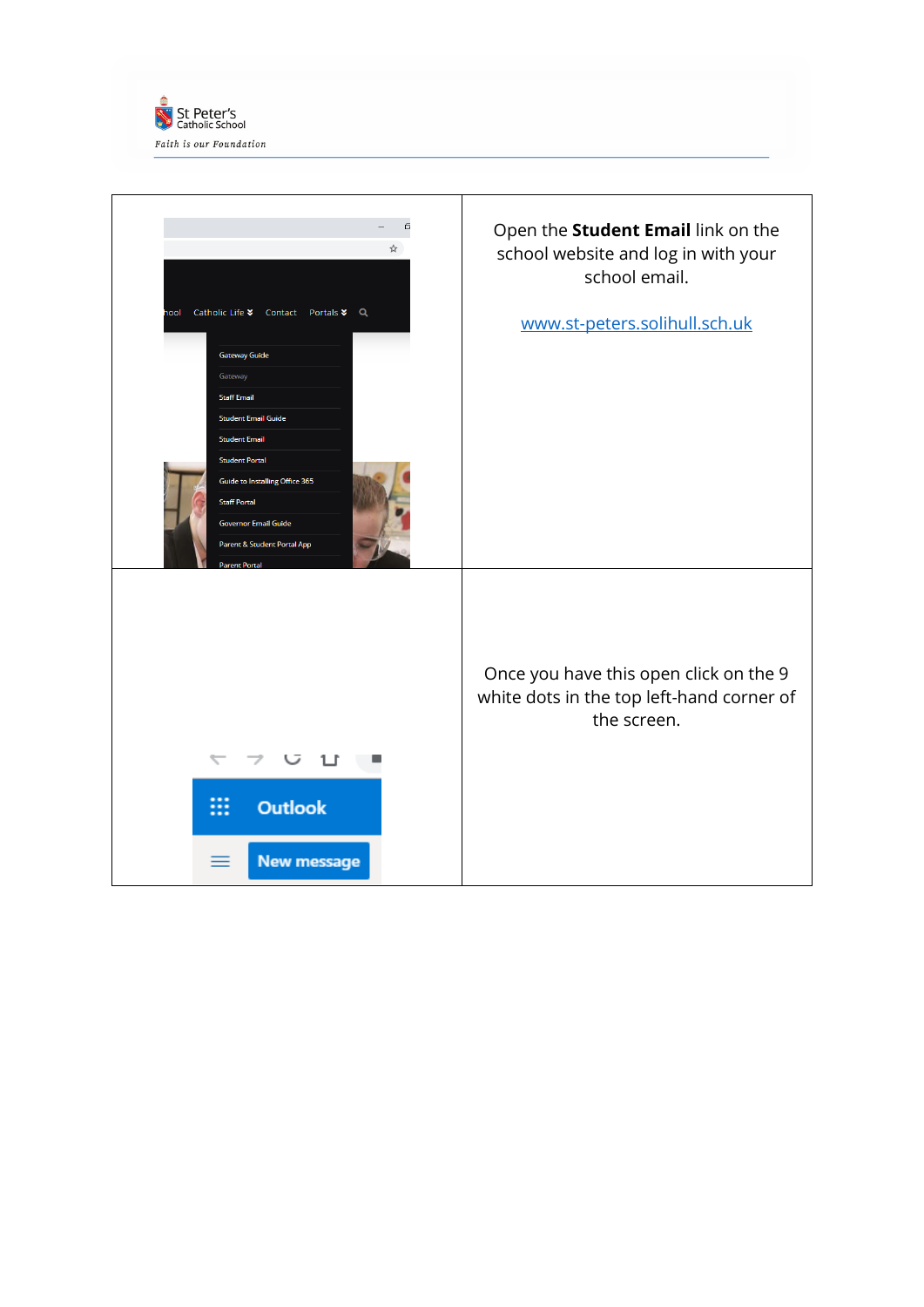St Peter's Catholic School

*Faith is our Foundation*

| | |
|---|---|
| | Open the **Student Email** link on the school website and log in with your school email.<br><br>[www.st-peters.solihull.sch.uk](http://www.st-peters.solihull.sch.uk) |
| | Once you have this open click on the 9 white dots in the top left-hand corner of the screen. |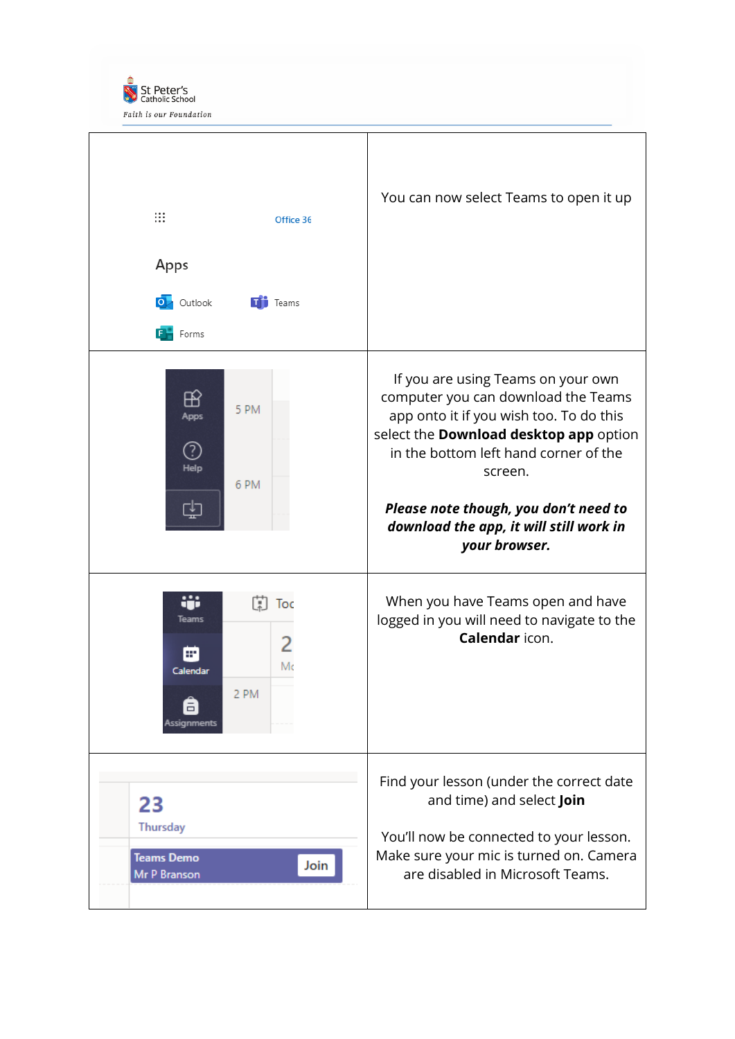| | |
|---|---|
| Office 36<br>Apps<br>Outlook Teams<br>Forms | You can now select Teams to open it up |
| Apps<br>Help<br>5 PM<br>6 PM | If you are using Teams on your own computer you can download the Teams app onto it if you wish too. To do this select the **Download desktop app** option in the bottom left hand corner of the screen.<br><br>***Please note though, you don't need to download the app, it will still work in your browser.*** |
| Teams<br>Calendar<br>Assignments<br>Toc<br>2<br>Mc<br>2 PM | When you have Teams open and have logged in you will need to navigate to the **Calendar** icon. |
| 23<br>Thursday<br>Teams Demo<br>Mr P Branson<br>Join | Find your lesson (under the correct date and time) and select **Join**<br><br>You'll now be connected to your lesson. Make sure your mic is turned on. Camera are disabled in Microsoft Teams. |